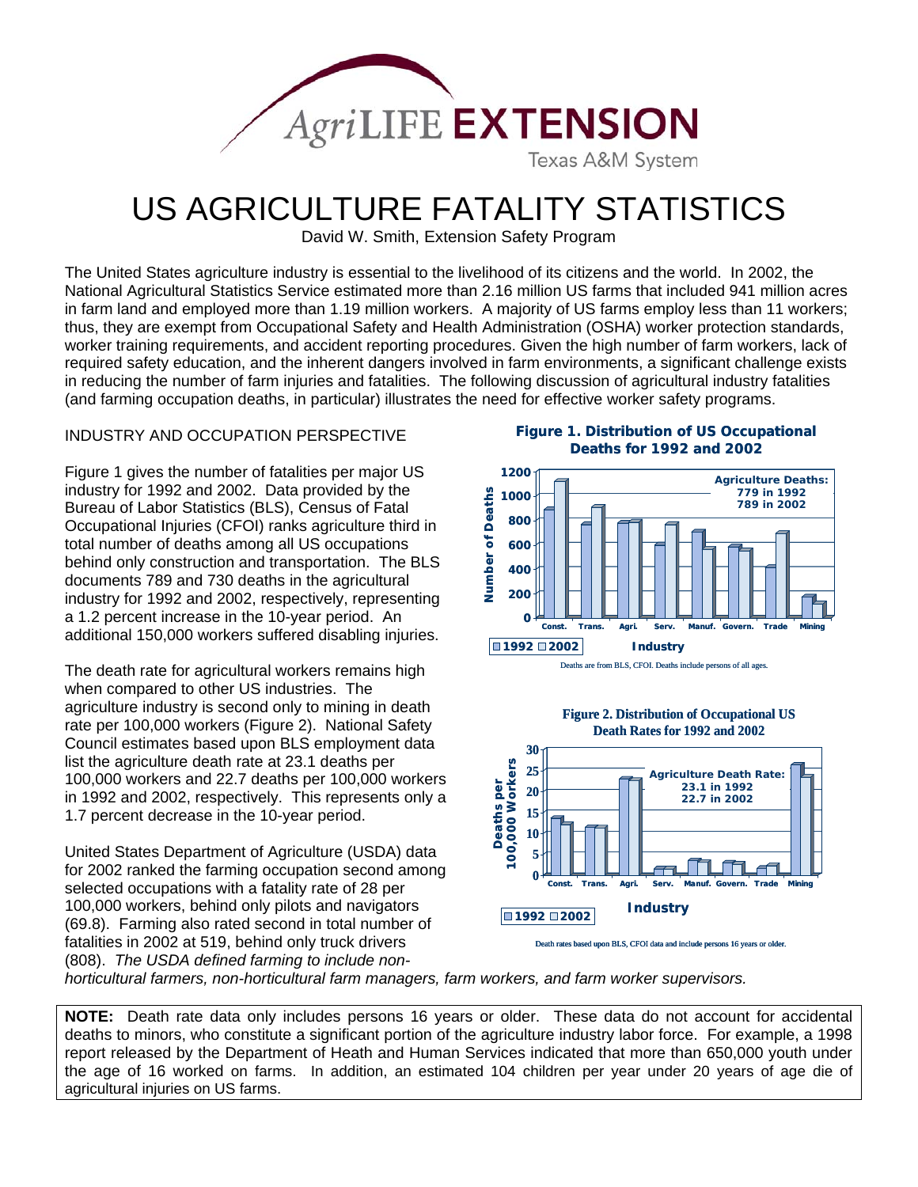AgriLIFE EXTENSION

Texas A&M System

# US AGRICULTURE FATALITY STATISTICS

David W. Smith, Extension Safety Program

The United States agriculture industry is essential to the livelihood of its citizens and the world. In 2002, the National Agricultural Statistics Service estimated more than 2.16 million US farms that included 941 million acres in farm land and employed more than 1.19 million workers. A majority of US farms employ less than 11 workers; thus, they are exempt from Occupational Safety and Health Administration (OSHA) worker protection standards, worker training requirements, and accident reporting procedures. Given the high number of farm workers, lack of required safety education, and the inherent dangers involved in farm environments, a significant challenge exists in reducing the number of farm injuries and fatalities. The following discussion of agricultural industry fatalities (and farming occupation deaths, in particular) illustrates the need for effective worker safety programs.

## INDUSTRY AND OCCUPATION PERSPECTIVE

Figure 1 gives the number of fatalities per major US industry for 1992 and 2002. Data provided by the Bureau of Labor Statistics (BLS), Census of Fatal Occupational Injuries (CFOI) ranks agriculture third in total number of deaths among all US occupations behind only construction and transportation. The BLS documents 789 and 730 deaths in the agricultural industry for 1992 and 2002, respectively, representing a 1.2 percent increase in the 10-year period. An additional 150,000 workers suffered disabling injuries.

**Figure 1. Distribution of US Occupational Deaths for 1992 and 2002**

Number of Deaths

1200
1000
800
600
400
200
0

Agriculture Deaths:
779 in 1992
789 in 2002

Const. Trans. Agri. Serv. Manuf. Govern. Trade Mining

1992 2002

Industry

Deaths are from BLS, CFOI. Deaths include persons of all ages.

The death rate for agricultural workers remains high when compared to other US industries. The agriculture industry is second only to mining in death rate per 100,000 workers (Figure 2). National Safety Council estimates based upon BLS employment data list the agriculture death rate at 23.1 deaths per 100,000 workers and 22.7 deaths per 100,000 workers in 1992 and 2002, respectively. This represents only a 1.7 percent decrease in the 10-year period.

**Figure 2. Distribution of Occupational US Death Rates for 1992 and 2002**

Deaths per 100,000 Workers

30
25
20
15
10
5
0

Agriculture Death Rate:
23.1 in 1992
22.7 in 2002

Const. Trans. Agri. Serv. Manuf. Govern. Trade Mining

1992 2002

Industry

Death rates based upon BLS, CFOI data and include persons 16 years or older.

United States Department of Agriculture (USDA) data for 2002 ranked the farming occupation second among selected occupations with a fatality rate of 28 per 100,000 workers, behind only pilots and navigators (69.8). Farming also rated second in total number of fatalities in 2002 at 519, behind only truck drivers (808). *The USDA defined farming to include non-horticultural farmers, non-horticultural farm managers, farm workers, and farm worker supervisors.*

**NOTE:** Death rate data only includes persons 16 years or older. These data do not account for accidental deaths to minors, who constitute a significant portion of the agriculture industry labor force. For example, a 1998 report released by the Department of Heath and Human Services indicated that more than 650,000 youth under the age of 16 worked on farms. In addition, an estimated 104 children per year under 20 years of age die of agricultural injuries on US farms.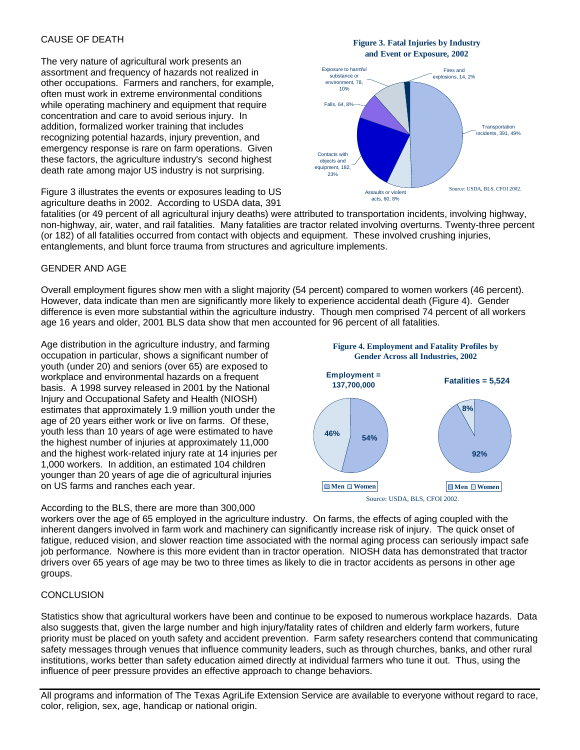## CAUSE OF DEATH

The very nature of agricultural work presents an assortment and frequency of hazards not realized in other occupations. Farmers and ranchers, for example, often must work in extreme environmental conditions while operating machinery and equipment that require concentration and care to avoid serious injury. In addition, formalized worker training that includes recognizing potential hazards, injury prevention, and emergency response is rare on farm operations. Given these factors, the agriculture industry's second highest death rate among major US industry is not surprising.

**Figure 3. Fatal Injuries by Industry and Event or Exposure, 2002**

Exposure to harmful substance or environment, 78, 10%

Fires and explosions, 14, 2%

Falls, 64, 8%

Transportation incidents, 391, 49%

Contacts with objects and equipment, 182, 23%

Assaults or violent acts, 60, 8%

Source: USDA, BLS, CFOI 2002.

Figure 3 illustrates the events or exposures leading to US agriculture deaths in 2002. According to USDA data, 391 fatalities (or 49 percent of all agricultural injury deaths) were attributed to transportation incidents, involving highway, non-highway, air, water, and rail fatalities. Many fatalities are tractor related involving overturns. Twenty-three percent (or 182) of all fatalities occurred from contact with objects and equipment. These involved crushing injuries, entanglements, and blunt force trauma from structures and agriculture implements.

## GENDER AND AGE

Overall employment figures show men with a slight majority (54 percent) compared to women workers (46 percent). However, data indicate than men are significantly more likely to experience accidental death (Figure 4). Gender difference is even more substantial within the agriculture industry. Though men comprised 74 percent of all workers age 16 years and older, 2001 BLS data show that men accounted for 96 percent of all fatalities.

**Figure 4. Employment and Fatality Profiles by Gender Across all Industries, 2002**

Employment = 137,700,000

46%

54%

Men Women

Fatalities = 5,524

8%

92%

Men Women

Source: USDA, BLS, CFOI 2002.

Age distribution in the agriculture industry, and farming occupation in particular, shows a significant number of youth (under 20) and seniors (over 65) are exposed to workplace and environmental hazards on a frequent basis. A 1998 survey released in 2001 by the National Injury and Occupational Safety and Health (NIOSH) estimates that approximately 1.9 million youth under the age of 20 years either work or live on farms. Of these, youth less than 10 years of age were estimated to have the highest number of injuries at approximately 11,000 and the highest work-related injury rate at 14 injuries per 1,000 workers. In addition, an estimated 104 children younger than 20 years of age die of agricultural injuries on US farms and ranches each year.

According to the BLS, there are more than 300,000 workers over the age of 65 employed in the agriculture industry. On farms, the effects of aging coupled with the inherent dangers involved in farm work and machinery can significantly increase risk of injury. The quick onset of fatigue, reduced vision, and slower reaction time associated with the normal aging process can seriously impact safe job performance. Nowhere is this more evident than in tractor operation. NIOSH data has demonstrated that tractor drivers over 65 years of age may be two to three times as likely to die in tractor accidents as persons in other age groups.

## CONCLUSION

Statistics show that agricultural workers have been and continue to be exposed to numerous workplace hazards. Data also suggests that, given the large number and high injury/fatality rates of children and elderly farm workers, future priority must be placed on youth safety and accident prevention. Farm safety researchers contend that communicating safety messages through venues that influence community leaders, such as through churches, banks, and other rural institutions, works better than safety education aimed directly at individual farmers who tune it out. Thus, using the influence of peer pressure provides an effective approach to change behaviors.

---

All programs and information of The Texas AgriLife Extension Service are available to everyone without regard to race, color, religion, sex, age, handicap or national origin.